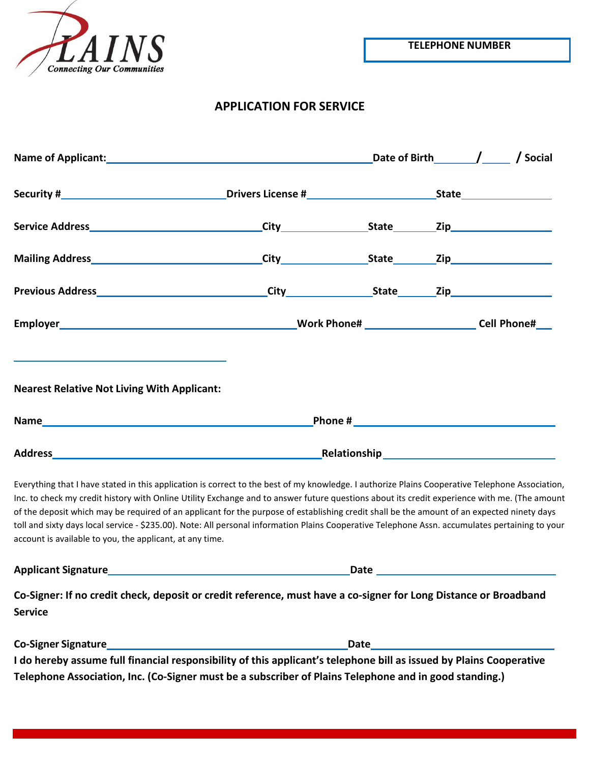PLAINS
*Connecting Our Communities*

**TELEPHONE NUMBER**

## APPLICATION FOR SERVICE

**Name of Applicant:**\_\_\_\_\_\_\_\_\_\_\_\_\_\_\_\_\_\_\_\_\_\_\_\_\_\_\_\_\_\_\_\_\_\_\_\_ **Date of Birth**\_\_\_\_\_\_ **/**\_\_\_\_ **/ Social**

**Security #**\_\_\_\_\_\_\_\_\_\_\_\_\_\_\_\_\_\_\_\_\_\_\_ **Drivers License #**\_\_\_\_\_\_\_\_\_\_\_\_\_\_\_\_\_\_ **State**\_\_\_\_\_\_\_\_\_\_\_\_

**Service Address**\_\_\_\_\_\_\_\_\_\_\_\_\_\_\_\_\_\_\_\_\_\_\_\_ **City**\_\_\_\_\_\_\_\_\_\_\_\_ **State**\_\_\_\_\_\_ **Zip**\_\_\_\_\_\_\_\_\_\_\_\_\_\_

**Mailing Address**\_\_\_\_\_\_\_\_\_\_\_\_\_\_\_\_\_\_\_\_\_\_\_\_ **City**\_\_\_\_\_\_\_\_\_\_\_\_ **State**\_\_\_\_\_\_ **Zip**\_\_\_\_\_\_\_\_\_\_\_\_\_\_

**Previous Address**\_\_\_\_\_\_\_\_\_\_\_\_\_\_\_\_\_\_\_\_\_\_\_\_ **City**\_\_\_\_\_\_\_\_\_\_\_\_ **State**\_\_\_\_\_\_ **Zip**\_\_\_\_\_\_\_\_\_\_\_\_\_\_

**Employer**\_\_\_\_\_\_\_\_\_\_\_\_\_\_\_\_\_\_\_\_\_\_\_\_\_\_\_\_\_\_\_\_\_\_\_\_ **Work Phone#** \_\_\_\_\_\_\_\_\_\_\_\_\_\_\_\_ **Cell Phone#**\_\_

\_\_\_\_\_\_\_\_\_\_\_\_\_\_\_\_\_\_\_\_\_\_\_\_\_\_\_\_\_\_\_\_

**Nearest Relative Not Living With Applicant:**

**Name**\_\_\_\_\_\_\_\_\_\_\_\_\_\_\_\_\_\_\_\_\_\_\_\_\_\_\_\_\_\_\_\_\_\_\_\_\_\_\_\_ **Phone #** \_\_\_\_\_\_\_\_\_\_\_\_\_\_\_\_\_\_\_\_\_\_\_\_\_\_\_\_\_\_

**Address**\_\_\_\_\_\_\_\_\_\_\_\_\_\_\_\_\_\_\_\_\_\_\_\_\_\_\_\_\_\_\_\_\_\_\_\_\_\_\_\_ **Relationship** \_\_\_\_\_\_\_\_\_\_\_\_\_\_\_\_\_\_\_\_\_\_\_\_\_\_

Everything that I have stated in this application is correct to the best of my knowledge. I authorize Plains Cooperative Telephone Association, Inc. to check my credit history with Online Utility Exchange and to answer future questions about its credit experience with me. (The amount of the deposit which may be required of an applicant for the purpose of establishing credit shall be the amount of an expected ninety days toll and sixty days local service - $235.00). Note: All personal information Plains Cooperative Telephone Assn. accumulates pertaining to your account is available to you, the applicant, at any time.

**Applicant Signature**\_\_\_\_\_\_\_\_\_\_\_\_\_\_\_\_\_\_\_\_\_\_\_\_\_\_\_\_\_\_\_\_\_\_\_\_ **Date** \_\_\_\_\_\_\_\_\_\_\_\_\_\_\_\_\_\_\_\_\_\_\_\_\_\_

**Co-Signer: If no credit check, deposit or credit reference, must have a co-signer for Long Distance or Broadband Service**

**Co-Signer Signature**\_\_\_\_\_\_\_\_\_\_\_\_\_\_\_\_\_\_\_\_\_\_\_\_\_\_\_\_\_\_\_\_\_\_\_\_ **Date**\_\_\_\_\_\_\_\_\_\_\_\_\_\_\_\_\_\_\_\_\_\_\_\_\_\_

**I do hereby assume full financial responsibility of this applicant's telephone bill as issued by Plains Cooperative Telephone Association, Inc. (Co-Signer must be a subscriber of Plains Telephone and in good standing.)**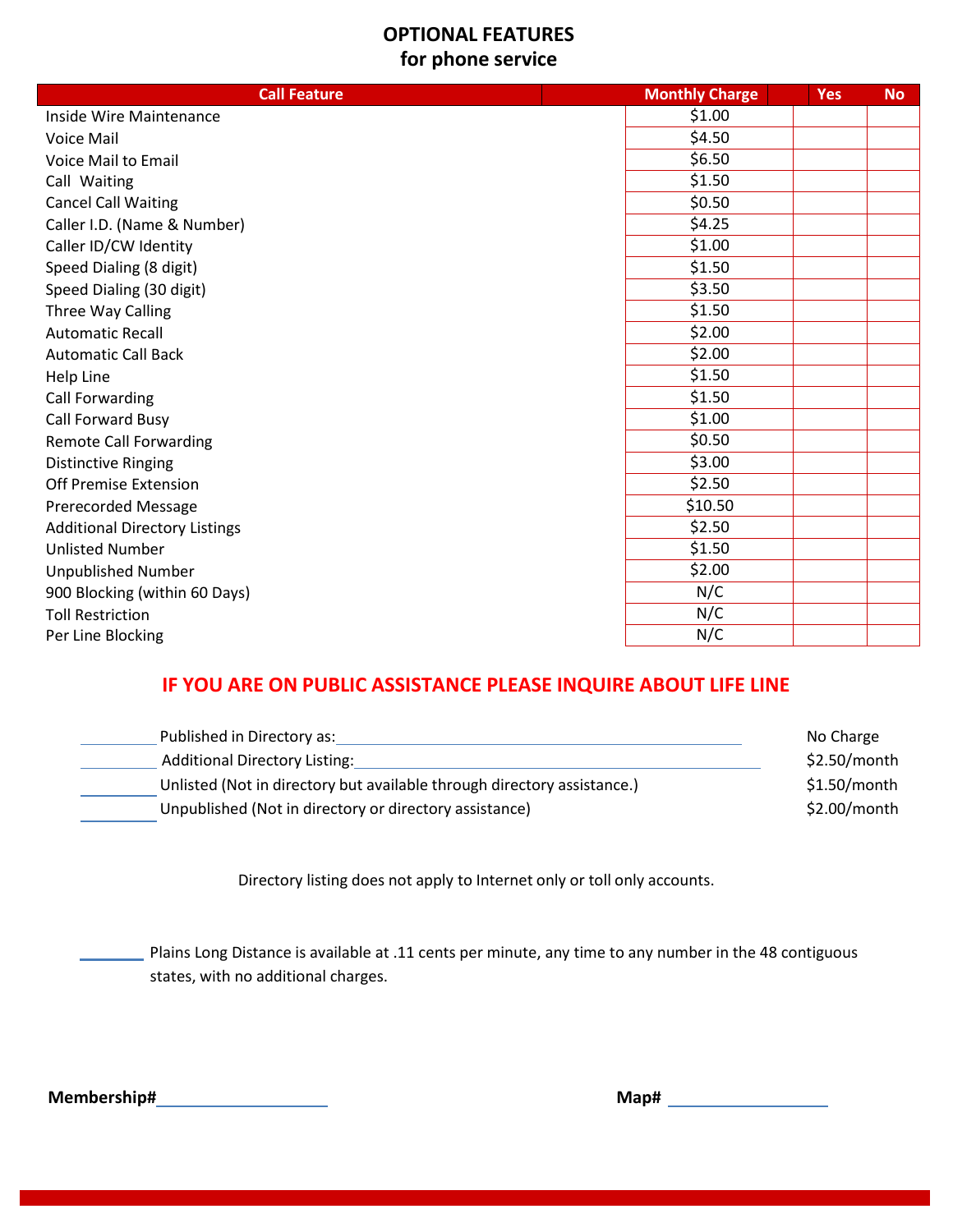# OPTIONAL FEATURES
## for phone service

| Call Feature | Monthly Charge | Yes | No |
|---|---|---|---|
| Inside Wire Maintenance | $1.00 | | |
| Voice Mail | $4.50 | | |
| Voice Mail to Email | $6.50 | | |
| Call Waiting | $1.50 | | |
| Cancel Call Waiting | $0.50 | | |
| Caller I.D. (Name & Number) | $4.25 | | |
| Caller ID/CW Identity | $1.00 | | |
| Speed Dialing (8 digit) | $1.50 | | |
| Speed Dialing (30 digit) | $3.50 | | |
| Three Way Calling | $1.50 | | |
| Automatic Recall | $2.00 | | |
| Automatic Call Back | $2.00 | | |
| Help Line | $1.50 | | |
| Call Forwarding | $1.50 | | |
| Call Forward Busy | $1.00 | | |
| Remote Call Forwarding | $0.50 | | |
| Distinctive Ringing | $3.00 | | |
| Off Premise Extension | $2.50 | | |
| Prerecorded Message | $10.50 | | |
| Additional Directory Listings | $2.50 | | |
| Unlisted Number | $1.50 | | |
| Unpublished Number | $2.00 | | |
| 900 Blocking (within 60 Days) | N/C | | |
| Toll Restriction | N/C | | |
| Per Line Blocking | N/C | | |

**IF YOU ARE ON PUBLIC ASSISTANCE PLEASE INQUIRE ABOUT LIFE LINE**

\_\_\_\_\_\_\_\_ Published in Directory as: \_\_\_\_\_\_\_\_\_\_\_\_\_\_\_\_\_\_\_\_\_\_\_\_\_\_\_\_\_\_\_\_ No Charge

\_\_\_\_\_\_\_\_ Additional Directory Listing: \_\_\_\_\_\_\_\_\_\_\_\_\_\_\_\_\_\_\_\_\_\_\_\_\_\_\_\_\_\_\_\_ $2.50/month

\_\_\_\_\_\_\_\_ Unlisted (Not in directory but available through directory assistance.) $1.50/month

\_\_\_\_\_\_\_\_ Unpublished (Not in directory or directory assistance) $2.00/month

Directory listing does not apply to Internet only or toll only accounts.

\_\_\_\_\_\_\_\_ Plains Long Distance is available at .11 cents per minute, any time to any number in the 48 contiguous states, with no additional charges.

**Membership#** \_\_\_\_\_\_\_\_\_\_\_\_\_\_\_\_\_\_ **Map#** \_\_\_\_\_\_\_\_\_\_\_\_\_\_\_\_\_\_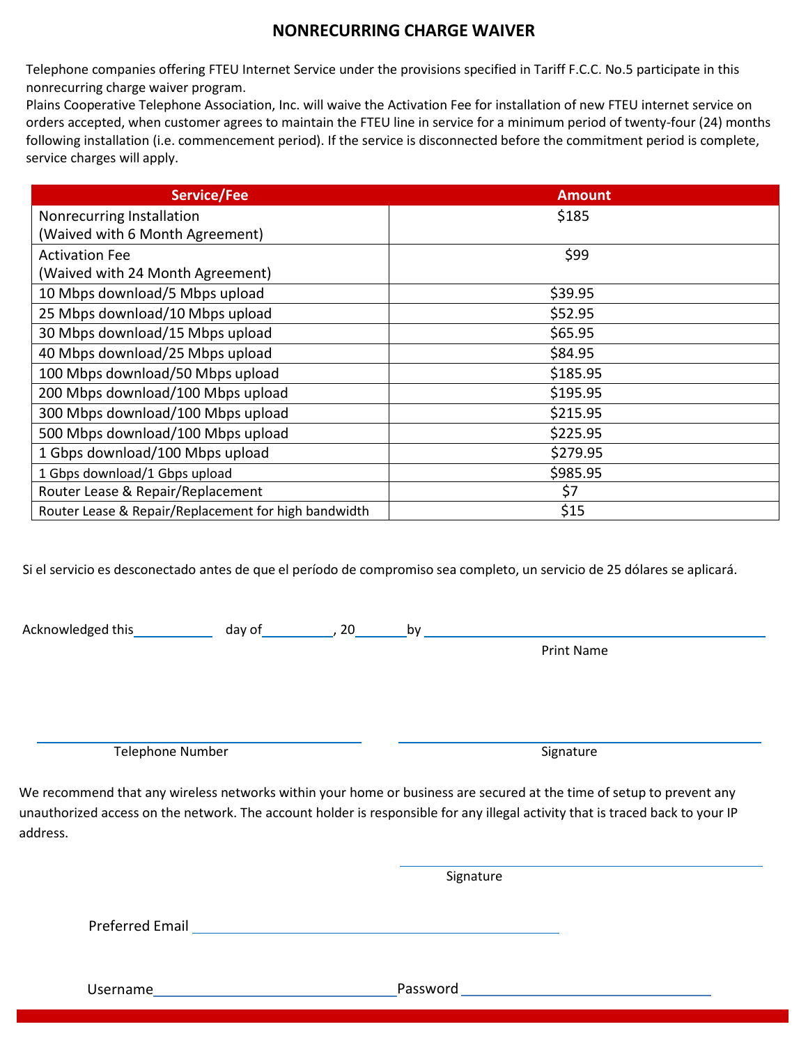# NONRECURRING CHARGE WAIVER

Telephone companies offering FTEU Internet Service under the provisions specified in Tariff F.C.C. No.5 participate in this nonrecurring charge waiver program.

Plains Cooperative Telephone Association, Inc. will waive the Activation Fee for installation of new FTEU internet service on orders accepted, when customer agrees to maintain the FTEU line in service for a minimum period of twenty-four (24) months following installation (i.e. commencement period). If the service is disconnected before the commitment period is complete, service charges will apply.

| Service/Fee | Amount |
|---|---|
| Nonrecurring Installation (Waived with 6 Month Agreement) | $185 |
| Activation Fee (Waived with 24 Month Agreement) | $99 |
| 10 Mbps download/5 Mbps upload | $39.95 |
| 25 Mbps download/10 Mbps upload | $52.95 |
| 30 Mbps download/15 Mbps upload | $65.95 |
| 40 Mbps download/25 Mbps upload | $84.95 |
| 100 Mbps download/50 Mbps upload | $185.95 |
| 200 Mbps download/100 Mbps upload | $195.95 |
| 300 Mbps download/100 Mbps upload | $215.95 |
| 500 Mbps download/100 Mbps upload | $225.95 |
| 1 Gbps download/100 Mbps upload | $279.95 |
| 1 Gbps download/1 Gbps upload | $985.95 |
| Router Lease & Repair/Replacement | $7 |
| Router Lease & Repair/Replacement for high bandwidth | $15 |

Si el servicio es desconectado antes de que el período de compromiso sea completo, un servicio de 25 dólares se aplicará.

Acknowledged this\_\_\_\_\_\_\_\_\_\_ day of\_\_\_\_\_\_\_\_\_\_, 20\_\_\_\_\_\_ by \_\_\_\_\_\_\_\_\_\_\_\_\_\_\_\_\_\_\_\_\_\_\_\_\_\_\_\_\_\_\_\_\_\_\_\_

Print Name

\_\_\_\_\_\_\_\_\_\_\_\_\_\_\_\_\_\_\_\_\_\_\_\_\_\_\_\_\_\_\_\_ \_\_\_\_\_\_\_\_\_\_\_\_\_\_\_\_\_\_\_\_\_\_\_\_\_\_\_\_\_\_\_\_

Telephone Number Signature

We recommend that any wireless networks within your home or business are secured at the time of setup to prevent any unauthorized access on the network. The account holder is responsible for any illegal activity that is traced back to your IP address.

\_\_\_\_\_\_\_\_\_\_\_\_\_\_\_\_\_\_\_\_\_\_\_\_\_\_\_\_\_\_\_\_

Signature

Preferred Email \_\_\_\_\_\_\_\_\_\_\_\_\_\_\_\_\_\_\_\_\_\_\_\_\_\_\_\_\_\_\_\_\_\_\_\_

Username\_\_\_\_\_\_\_\_\_\_\_\_\_\_\_\_\_\_\_\_\_\_\_\_\_\_ Password \_\_\_\_\_\_\_\_\_\_\_\_\_\_\_\_\_\_\_\_\_\_\_\_\_\_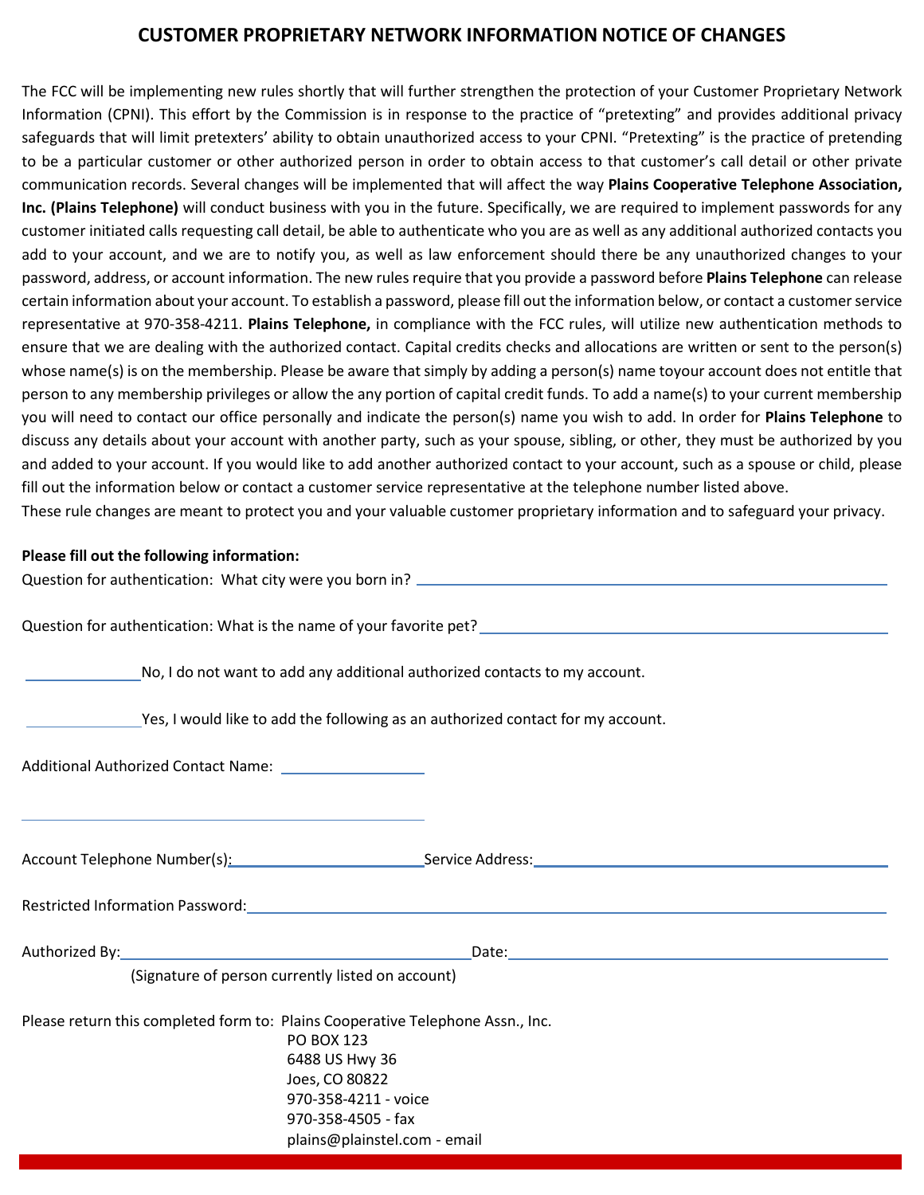# CUSTOMER PROPRIETARY NETWORK INFORMATION NOTICE OF CHANGES

The FCC will be implementing new rules shortly that will further strengthen the protection of your Customer Proprietary Network Information (CPNI). This effort by the Commission is in response to the practice of "pretexting" and provides additional privacy safeguards that will limit pretexters' ability to obtain unauthorized access to your CPNI. "Pretexting" is the practice of pretending to be a particular customer or other authorized person in order to obtain access to that customer's call detail or other private communication records. Several changes will be implemented that will affect the way **Plains Cooperative Telephone Association, Inc. (Plains Telephone)** will conduct business with you in the future. Specifically, we are required to implement passwords for any customer initiated calls requesting call detail, be able to authenticate who you are as well as any additional authorized contacts you add to your account, and we are to notify you, as well as law enforcement should there be any unauthorized changes to your password, address, or account information. The new rules require that you provide a password before **Plains Telephone** can release certain information about your account. To establish a password, please fill out the information below, or contact a customer service representative at 970-358-4211. **Plains Telephone,** in compliance with the FCC rules, will utilize new authentication methods to ensure that we are dealing with the authorized contact. Capital credits checks and allocations are written or sent to the person(s) whose name(s) is on the membership. Please be aware that simply by adding a person(s) name toyour account does not entitle that person to any membership privileges or allow the any portion of capital credit funds. To add a name(s) to your current membership you will need to contact our office personally and indicate the person(s) name you wish to add. In order for **Plains Telephone** to discuss any details about your account with another party, such as your spouse, sibling, or other, they must be authorized by you and added to your account. If you would like to add another authorized contact to your account, such as a spouse or child, please fill out the information below or contact a customer service representative at the telephone number listed above.
These rule changes are meant to protect you and your valuable customer proprietary information and to safeguard your privacy.

**Please fill out the following information:**

Question for authentication: What city were you born in? ______________________________

Question for authentication: What is the name of your favorite pet? ______________________________

__________ No, I do not want to add any additional authorized contacts to my account.

__________ Yes, I would like to add the following as an authorized contact for my account.

Additional Authorized Contact Name: ______________

______________________________

Account Telephone Number(s): ______________ Service Address: ______________________________

Restricted Information Password: ______________________________

Authorized By: ______________________________ Date: ______________________________
(Signature of person currently listed on account)

Please return this completed form to: Plains Cooperative Telephone Assn., Inc.
PO BOX 123
6488 US Hwy 36
Joes, CO 80822
970-358-4211 - voice
970-358-4505 - fax
plains@plainstel.com - email